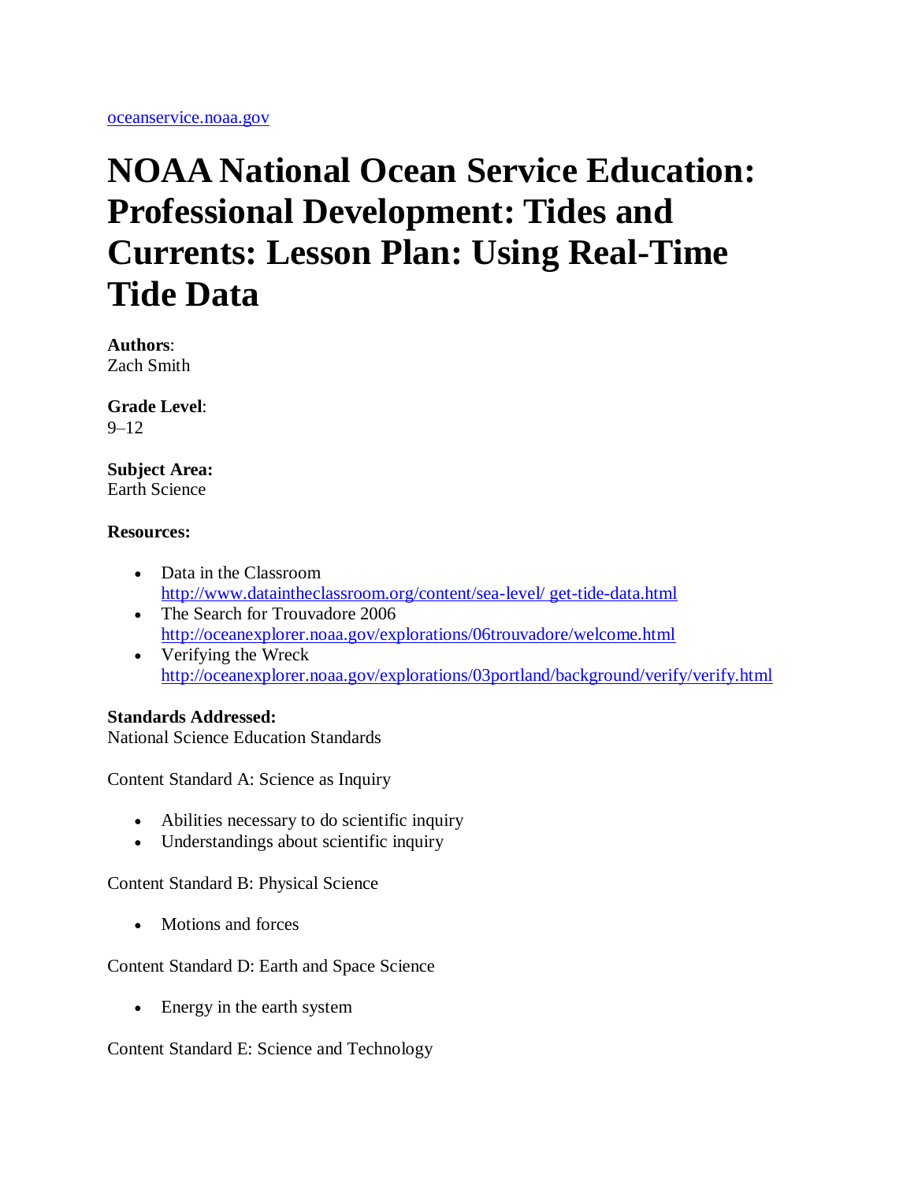oceanservice.noaa.gov

# NOAA National Ocean Service Education: Professional Development: Tides and Currents: Lesson Plan: Using Real-Time Tide Data

**Authors**:
Zach Smith

**Grade Level**:
9–12

**Subject Area:**
Earth Science

**Resources:**

- Data in the Classroom
  http://www.dataintheclassroom.org/content/sea-level/ get-tide-data.html
- The Search for Trouvadore 2006
  http://oceanexplorer.noaa.gov/explorations/06trouvadore/welcome.html
- Verifying the Wreck
  http://oceanexplorer.noaa.gov/explorations/03portland/background/verify/verify.html

**Standards Addressed:**
National Science Education Standards

Content Standard A: Science as Inquiry

- Abilities necessary to do scientific inquiry
- Understandings about scientific inquiry

Content Standard B: Physical Science

- Motions and forces

Content Standard D: Earth and Space Science

- Energy in the earth system

Content Standard E: Science and Technology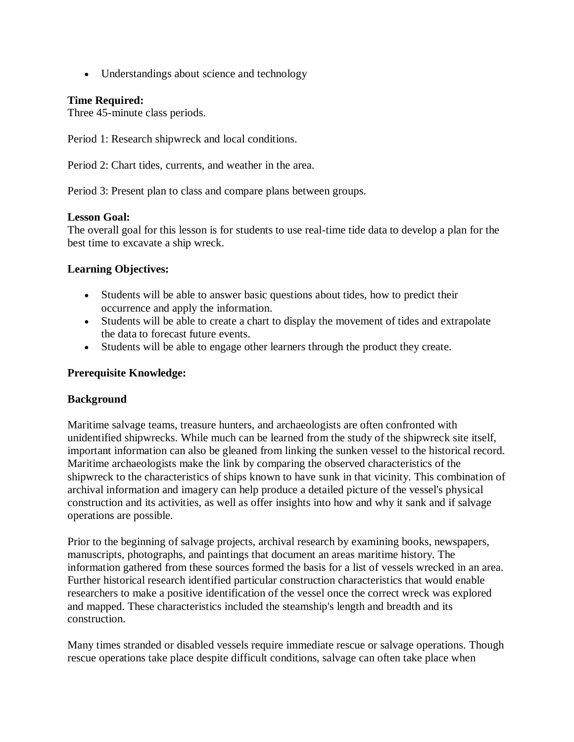- Understandings about science and technology

**Time Required:**
Three 45-minute class periods.

Period 1: Research shipwreck and local conditions.

Period 2: Chart tides, currents, and weather in the area.

Period 3: Present plan to class and compare plans between groups.

**Lesson Goal:**
The overall goal for this lesson is for students to use real-time tide data to develop a plan for the best time to excavate a ship wreck.

**Learning Objectives:**

- Students will be able to answer basic questions about tides, how to predict their occurrence and apply the information.
- Students will be able to create a chart to display the movement of tides and extrapolate the data to forecast future events.
- Students will be able to engage other learners through the product they create.

**Prerequisite Knowledge:**

**Background**

Maritime salvage teams, treasure hunters, and archaeologists are often confronted with unidentified shipwrecks. While much can be learned from the study of the shipwreck site itself, important information can also be gleaned from linking the sunken vessel to the historical record. Maritime archaeologists make the link by comparing the observed characteristics of the shipwreck to the characteristics of ships known to have sunk in that vicinity. This combination of archival information and imagery can help produce a detailed picture of the vessel's physical construction and its activities, as well as offer insights into how and why it sank and if salvage operations are possible.

Prior to the beginning of salvage projects, archival research by examining books, newspapers, manuscripts, photographs, and paintings that document an areas maritime history. The information gathered from these sources formed the basis for a list of vessels wrecked in an area. Further historical research identified particular construction characteristics that would enable researchers to make a positive identification of the vessel once the correct wreck was explored and mapped. These characteristics included the steamship's length and breadth and its construction.

Many times stranded or disabled vessels require immediate rescue or salvage operations. Though rescue operations take place despite difficult conditions, salvage can often take place when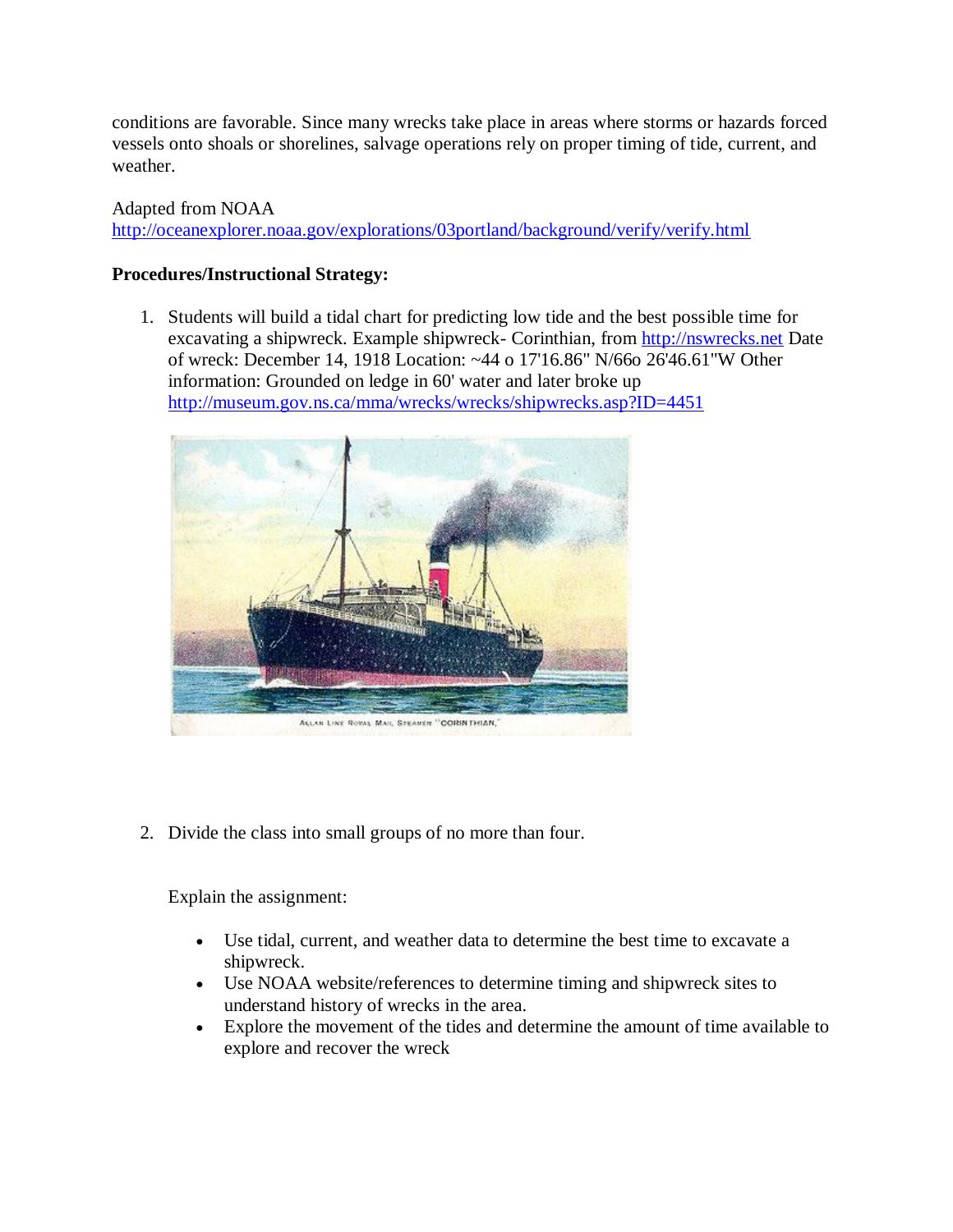conditions are favorable. Since many wrecks take place in areas where storms or hazards forced vessels onto shoals or shorelines, salvage operations rely on proper timing of tide, current, and weather.

Adapted from NOAA
http://oceanexplorer.noaa.gov/explorations/03portland/background/verify/verify.html

**Procedures/Instructional Strategy:**

1. Students will build a tidal chart for predicting low tide and the best possible time for excavating a shipwreck. Example shipwreck- Corinthian, from http://nswrecks.net Date of wreck: December 14, 1918 Location: ~44 o 17'16.86" N/66o 26'46.61"W Other information: Grounded on ledge in 60' water and later broke up http://museum.gov.ns.ca/mma/wrecks/wrecks/shipwrecks.asp?ID=4451

ALLAN LINE ROYAL MAIL STEAMER "CORINTHIAN."

2. Divide the class into small groups of no more than four.

   Explain the assignment:

   - Use tidal, current, and weather data to determine the best time to excavate a shipwreck.
   - Use NOAA website/references to determine timing and shipwreck sites to understand history of wrecks in the area.
   - Explore the movement of the tides and determine the amount of time available to explore and recover the wreck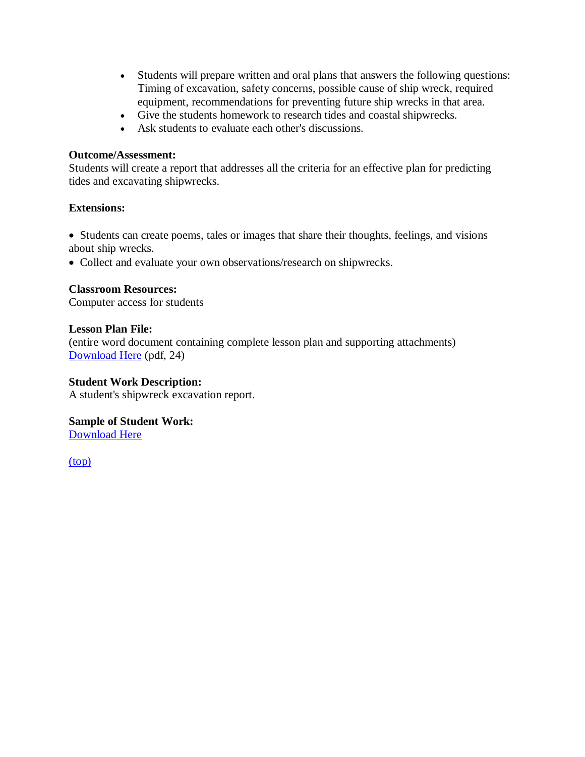- Students will prepare written and oral plans that answers the following questions: Timing of excavation, safety concerns, possible cause of ship wreck, required equipment, recommendations for preventing future ship wrecks in that area.
- Give the students homework to research tides and coastal shipwrecks.
- Ask students to evaluate each other's discussions.

**Outcome/Assessment:**
Students will create a report that addresses all the criteria for an effective plan for predicting tides and excavating shipwrecks.

**Extensions:**

- Students can create poems, tales or images that share their thoughts, feelings, and visions about ship wrecks.
- Collect and evaluate your own observations/research on shipwrecks.

**Classroom Resources:**
Computer access for students

**Lesson Plan File:**
(entire word document containing complete lesson plan and supporting attachments)
Download Here (pdf, 24)

**Student Work Description:**
A student's shipwreck excavation report.

**Sample of Student Work:**
Download Here

(top)